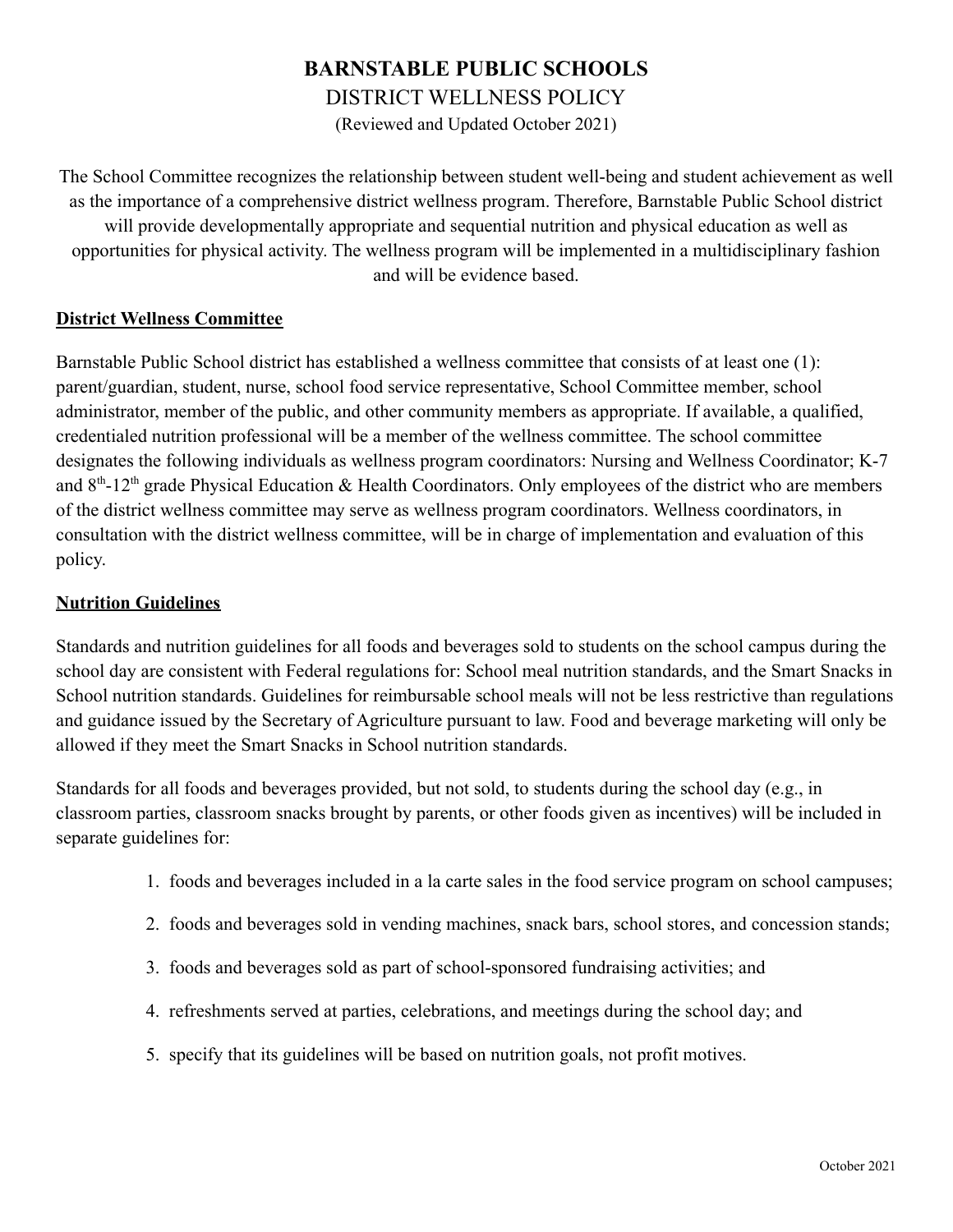# BARNSTABLE PUBLIC SCHOOLS

## DISTRICT WELLNESS POLICY

(Reviewed and Updated October 2021)

The School Committee recognizes the relationship between student well-being and student achievement as well as the importance of a comprehensive district wellness program. Therefore, Barnstable Public School district will provide developmentally appropriate and sequential nutrition and physical education as well as opportunities for physical activity. The wellness program will be implemented in a multidisciplinary fashion and will be evidence based.

### District Wellness Committee

Barnstable Public School district has established a wellness committee that consists of at least one (1): parent/guardian, student, nurse, school food service representative, School Committee member, school administrator, member of the public, and other community members as appropriate. If available, a qualified, credentialed nutrition professional will be a member of the wellness committee. The school committee designates the following individuals as wellness program coordinators: Nursing and Wellness Coordinator; K-7 and 8th-12th grade Physical Education & Health Coordinators. Only employees of the district who are members of the district wellness committee may serve as wellness program coordinators. Wellness coordinators, in consultation with the district wellness committee, will be in charge of implementation and evaluation of this policy.

### Nutrition Guidelines

Standards and nutrition guidelines for all foods and beverages sold to students on the school campus during the school day are consistent with Federal regulations for: School meal nutrition standards, and the Smart Snacks in School nutrition standards. Guidelines for reimbursable school meals will not be less restrictive than regulations and guidance issued by the Secretary of Agriculture pursuant to law. Food and beverage marketing will only be allowed if they meet the Smart Snacks in School nutrition standards.

Standards for all foods and beverages provided, but not sold, to students during the school day (e.g., in classroom parties, classroom snacks brought by parents, or other foods given as incentives) will be included in separate guidelines for:

1. foods and beverages included in a la carte sales in the food service program on school campuses;
2. foods and beverages sold in vending machines, snack bars, school stores, and concession stands;
3. foods and beverages sold as part of school-sponsored fundraising activities; and
4. refreshments served at parties, celebrations, and meetings during the school day; and
5. specify that its guidelines will be based on nutrition goals, not profit motives.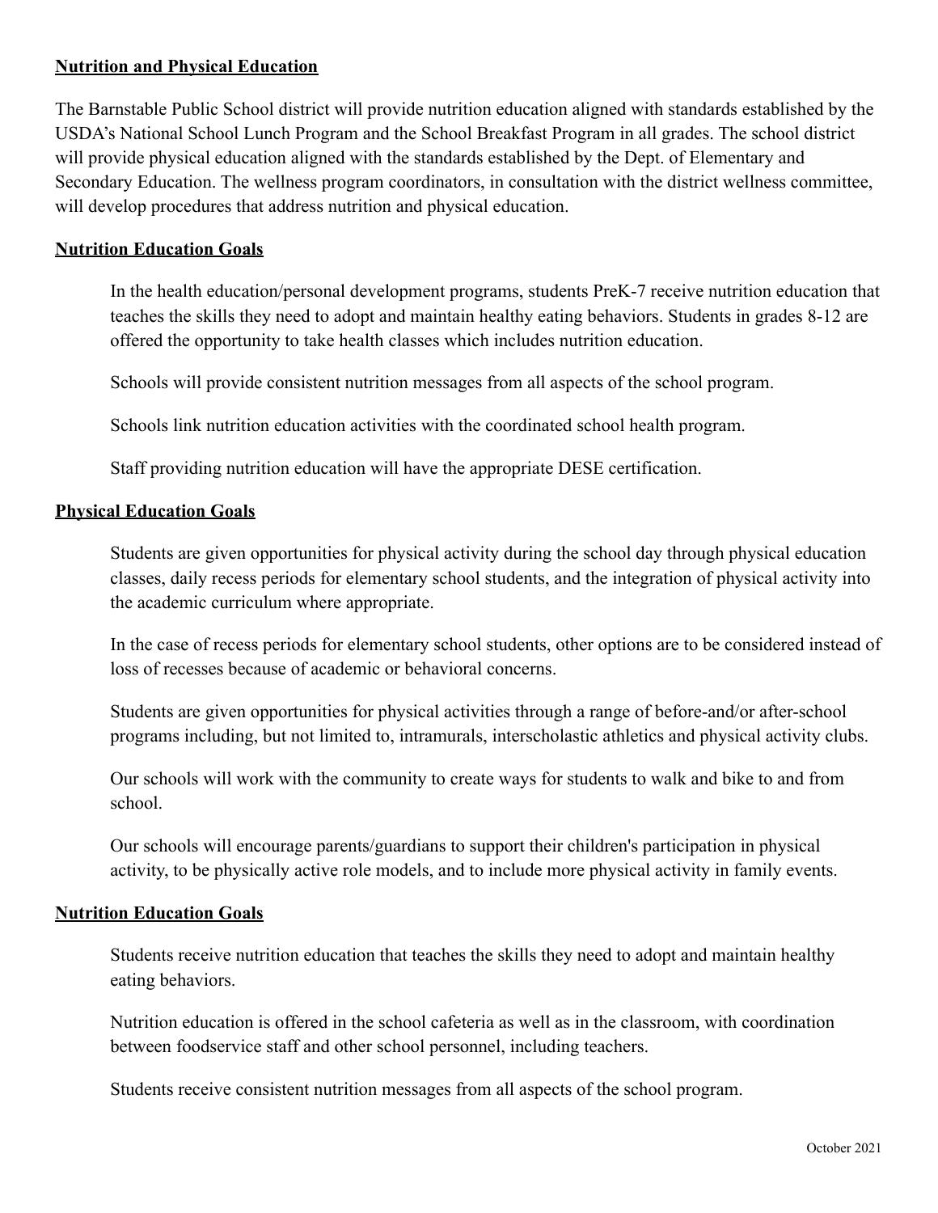**Nutrition and Physical Education**

The Barnstable Public School district will provide nutrition education aligned with standards established by the USDA's National School Lunch Program and the School Breakfast Program in all grades. The school district will provide physical education aligned with the standards established by the Dept. of Elementary and Secondary Education. The wellness program coordinators, in consultation with the district wellness committee, will develop procedures that address nutrition and physical education.

**Nutrition Education Goals**

In the health education/personal development programs, students PreK-7 receive nutrition education that teaches the skills they need to adopt and maintain healthy eating behaviors. Students in grades 8-12 are offered the opportunity to take health classes which includes nutrition education.

Schools will provide consistent nutrition messages from all aspects of the school program.

Schools link nutrition education activities with the coordinated school health program.

Staff providing nutrition education will have the appropriate DESE certification.

**Physical Education Goals**

Students are given opportunities for physical activity during the school day through physical education classes, daily recess periods for elementary school students, and the integration of physical activity into the academic curriculum where appropriate.

In the case of recess periods for elementary school students, other options are to be considered instead of loss of recesses because of academic or behavioral concerns.

Students are given opportunities for physical activities through a range of before-and/or after-school programs including, but not limited to, intramurals, interscholastic athletics and physical activity clubs.

Our schools will work with the community to create ways for students to walk and bike to and from school.

Our schools will encourage parents/guardians to support their children's participation in physical activity, to be physically active role models, and to include more physical activity in family events.

**Nutrition Education Goals**

Students receive nutrition education that teaches the skills they need to adopt and maintain healthy eating behaviors.

Nutrition education is offered in the school cafeteria as well as in the classroom, with coordination between foodservice staff and other school personnel, including teachers.

Students receive consistent nutrition messages from all aspects of the school program.

October 2021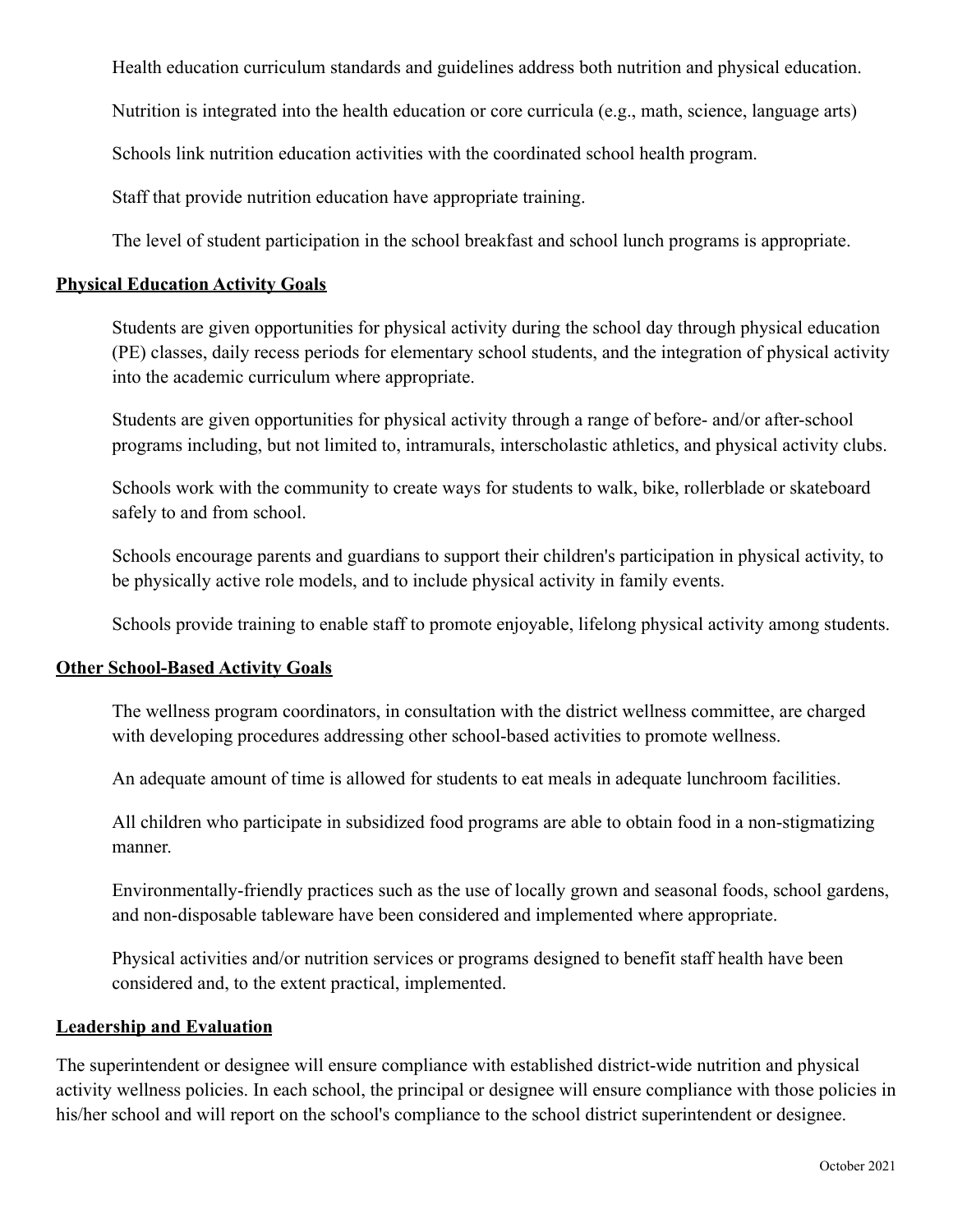Health education curriculum standards and guidelines address both nutrition and physical education.

Nutrition is integrated into the health education or core curricula (e.g., math, science, language arts)

Schools link nutrition education activities with the coordinated school health program.

Staff that provide nutrition education have appropriate training.

The level of student participation in the school breakfast and school lunch programs is appropriate.

**Physical Education Activity Goals**

Students are given opportunities for physical activity during the school day through physical education (PE) classes, daily recess periods for elementary school students, and the integration of physical activity into the academic curriculum where appropriate.

Students are given opportunities for physical activity through a range of before- and/or after-school programs including, but not limited to, intramurals, interscholastic athletics, and physical activity clubs.

Schools work with the community to create ways for students to walk, bike, rollerblade or skateboard safely to and from school.

Schools encourage parents and guardians to support their children's participation in physical activity, to be physically active role models, and to include physical activity in family events.

Schools provide training to enable staff to promote enjoyable, lifelong physical activity among students.

**Other School-Based Activity Goals**

The wellness program coordinators, in consultation with the district wellness committee, are charged with developing procedures addressing other school-based activities to promote wellness.

An adequate amount of time is allowed for students to eat meals in adequate lunchroom facilities.

All children who participate in subsidized food programs are able to obtain food in a non-stigmatizing manner.

Environmentally-friendly practices such as the use of locally grown and seasonal foods, school gardens, and non-disposable tableware have been considered and implemented where appropriate.

Physical activities and/or nutrition services or programs designed to benefit staff health have been considered and, to the extent practical, implemented.

**Leadership and Evaluation**

The superintendent or designee will ensure compliance with established district-wide nutrition and physical activity wellness policies. In each school, the principal or designee will ensure compliance with those policies in his/her school and will report on the school's compliance to the school district superintendent or designee.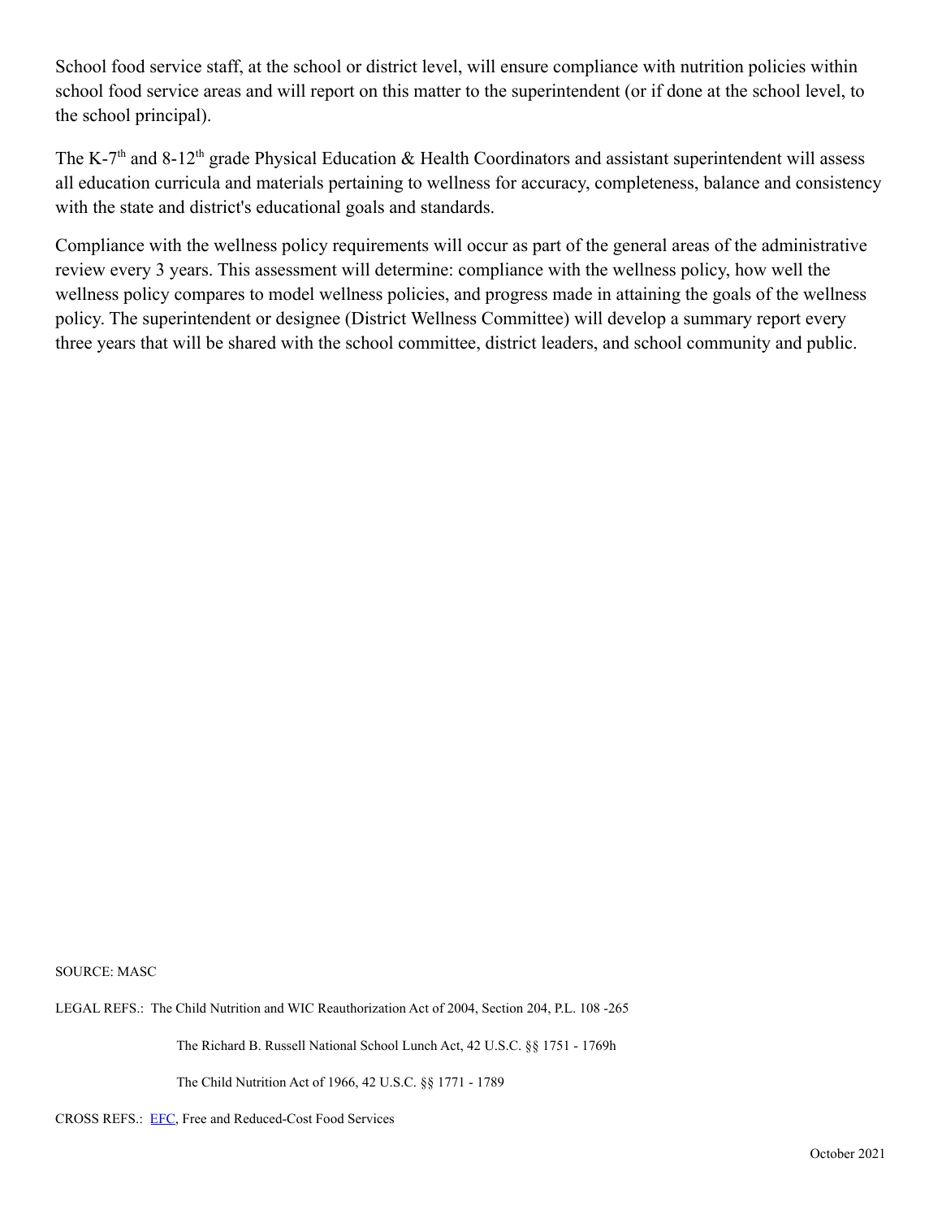School food service staff, at the school or district level, will ensure compliance with nutrition policies within school food service areas and will report on this matter to the superintendent (or if done at the school level, to the school principal).

The K-7th and 8-12th grade Physical Education & Health Coordinators and assistant superintendent will assess all education curricula and materials pertaining to wellness for accuracy, completeness, balance and consistency with the state and district's educational goals and standards.

Compliance with the wellness policy requirements will occur as part of the general areas of the administrative review every 3 years. This assessment will determine: compliance with the wellness policy, how well the wellness policy compares to model wellness policies, and progress made in attaining the goals of the wellness policy. The superintendent or designee (District Wellness Committee) will develop a summary report every three years that will be shared with the school committee, district leaders, and school community and public.

SOURCE: MASC

LEGAL REFS.: The Child Nutrition and WIC Reauthorization Act of 2004, Section 204, P.L. 108 -265

The Richard B. Russell National School Lunch Act, 42 U.S.C. §§ 1751 - 1769h

The Child Nutrition Act of 1966, 42 U.S.C. §§ 1771 - 1789

CROSS REFS.: EFC, Free and Reduced-Cost Food Services

October 2021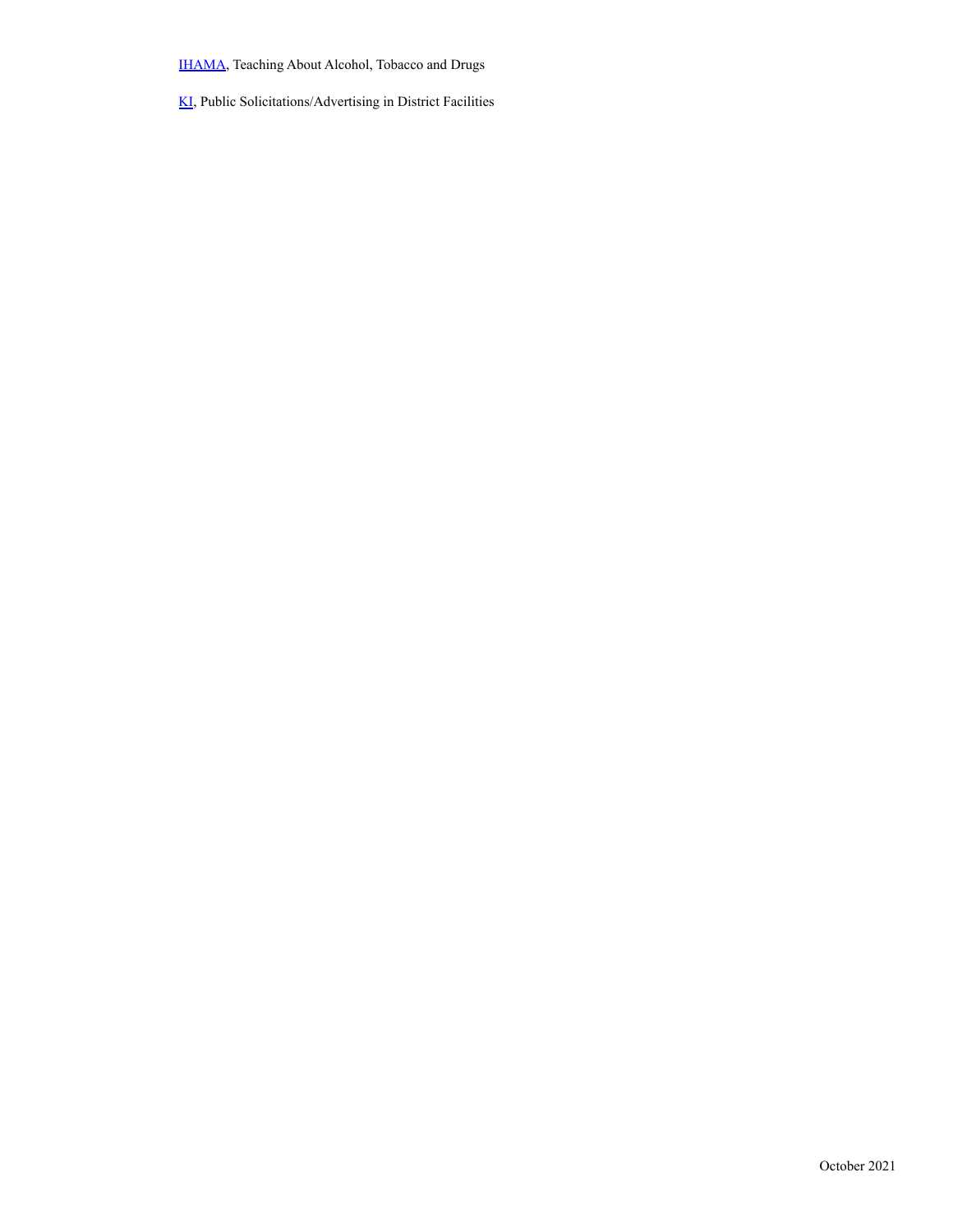[IHAMA](IHAMA), Teaching About Alcohol, Tobacco and Drugs

[KI](KI), Public Solicitations/Advertising in District Facilities

October 2021